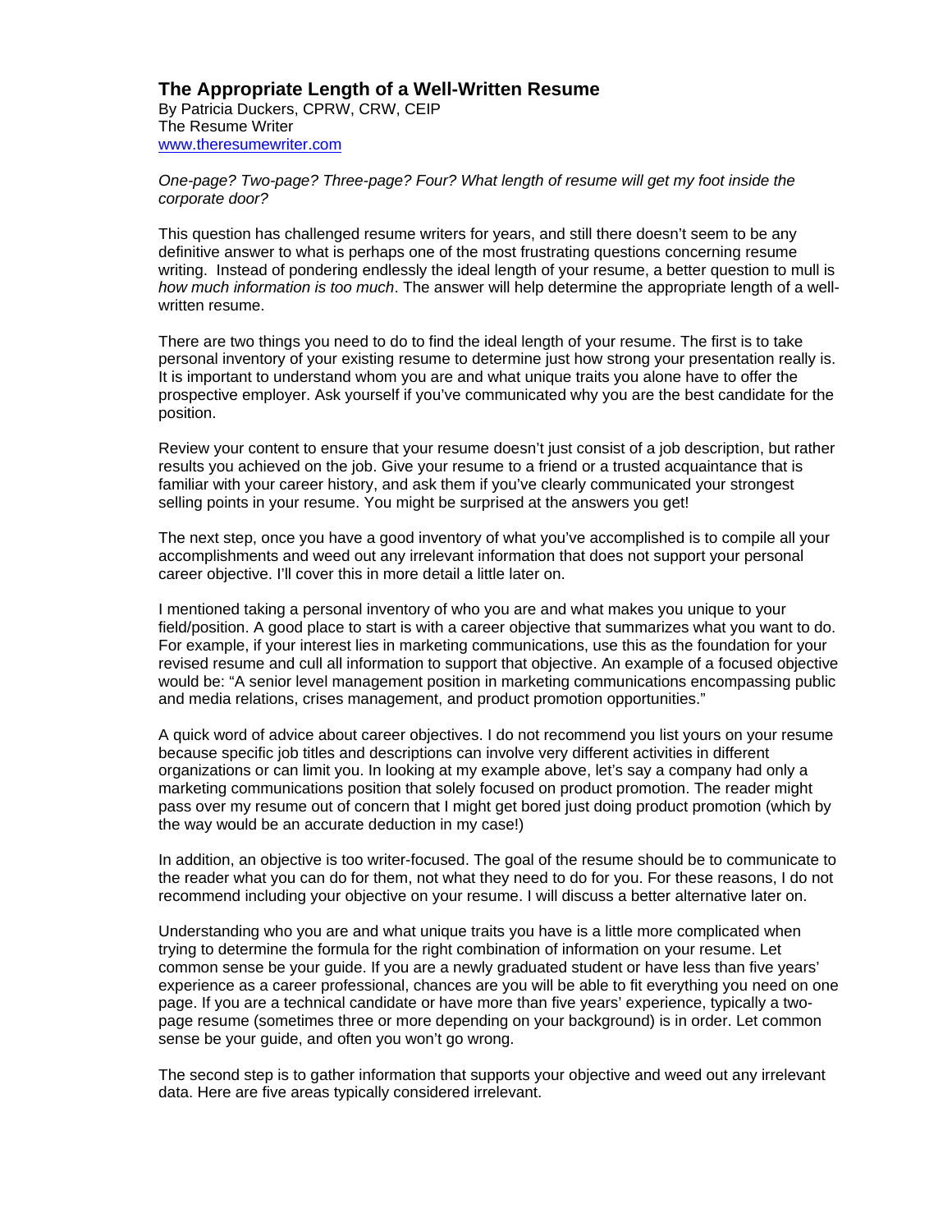# The Appropriate Length of a Well-Written Resume

By Patricia Duckers, CPRW, CRW, CEIP
The Resume Writer
www.theresumewriter.com

*One-page? Two-page? Three-page? Four? What length of resume will get my foot inside the corporate door?*

This question has challenged resume writers for years, and still there doesn't seem to be any definitive answer to what is perhaps one of the most frustrating questions concerning resume writing. Instead of pondering endlessly the ideal length of your resume, a better question to mull is *how much information is too much*. The answer will help determine the appropriate length of a well-written resume.

There are two things you need to do to find the ideal length of your resume. The first is to take personal inventory of your existing resume to determine just how strong your presentation really is. It is important to understand whom you are and what unique traits you alone have to offer the prospective employer. Ask yourself if you've communicated why you are the best candidate for the position.

Review your content to ensure that your resume doesn't just consist of a job description, but rather results you achieved on the job. Give your resume to a friend or a trusted acquaintance that is familiar with your career history, and ask them if you've clearly communicated your strongest selling points in your resume. You might be surprised at the answers you get!

The next step, once you have a good inventory of what you've accomplished is to compile all your accomplishments and weed out any irrelevant information that does not support your personal career objective. I'll cover this in more detail a little later on.

I mentioned taking a personal inventory of who you are and what makes you unique to your field/position. A good place to start is with a career objective that summarizes what you want to do. For example, if your interest lies in marketing communications, use this as the foundation for your revised resume and cull all information to support that objective. An example of a focused objective would be: "A senior level management position in marketing communications encompassing public and media relations, crises management, and product promotion opportunities."

A quick word of advice about career objectives. I do not recommend you list yours on your resume because specific job titles and descriptions can involve very different activities in different organizations or can limit you. In looking at my example above, let's say a company had only a marketing communications position that solely focused on product promotion. The reader might pass over my resume out of concern that I might get bored just doing product promotion (which by the way would be an accurate deduction in my case!)

In addition, an objective is too writer-focused. The goal of the resume should be to communicate to the reader what you can do for them, not what they need to do for you. For these reasons, I do not recommend including your objective on your resume. I will discuss a better alternative later on.

Understanding who you are and what unique traits you have is a little more complicated when trying to determine the formula for the right combination of information on your resume. Let common sense be your guide. If you are a newly graduated student or have less than five years' experience as a career professional, chances are you will be able to fit everything you need on one page. If you are a technical candidate or have more than five years' experience, typically a two-page resume (sometimes three or more depending on your background) is in order. Let common sense be your guide, and often you won't go wrong.

The second step is to gather information that supports your objective and weed out any irrelevant data. Here are five areas typically considered irrelevant.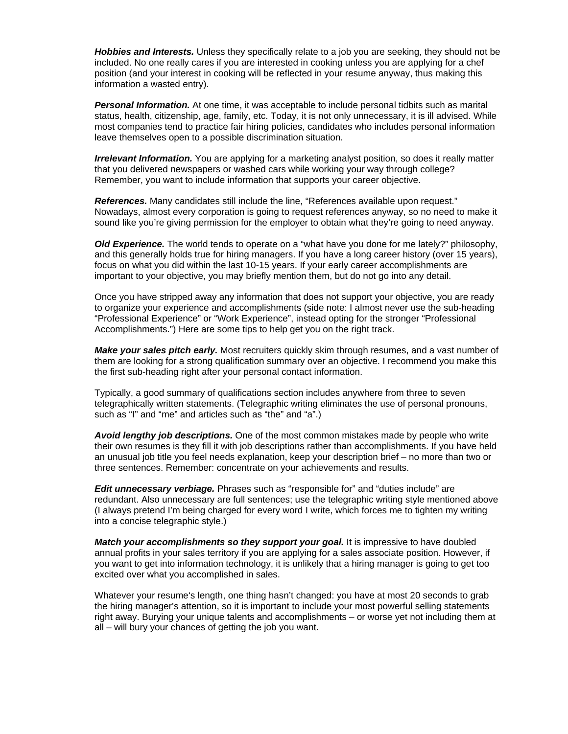***Hobbies and Interests.*** Unless they specifically relate to a job you are seeking, they should not be included. No one really cares if you are interested in cooking unless you are applying for a chef position (and your interest in cooking will be reflected in your resume anyway, thus making this information a wasted entry).

***Personal Information.*** At one time, it was acceptable to include personal tidbits such as marital status, health, citizenship, age, family, etc. Today, it is not only unnecessary, it is ill advised. While most companies tend to practice fair hiring policies, candidates who includes personal information leave themselves open to a possible discrimination situation.

***Irrelevant Information.*** You are applying for a marketing analyst position, so does it really matter that you delivered newspapers or washed cars while working your way through college? Remember, you want to include information that supports your career objective.

***References.*** Many candidates still include the line, "References available upon request." Nowadays, almost every corporation is going to request references anyway, so no need to make it sound like you're giving permission for the employer to obtain what they're going to need anyway.

***Old Experience.*** The world tends to operate on a "what have you done for me lately?" philosophy, and this generally holds true for hiring managers. If you have a long career history (over 15 years), focus on what you did within the last 10-15 years. If your early career accomplishments are important to your objective, you may briefly mention them, but do not go into any detail.

Once you have stripped away any information that does not support your objective, you are ready to organize your experience and accomplishments (side note: I almost never use the sub-heading "Professional Experience" or "Work Experience", instead opting for the stronger "Professional Accomplishments.") Here are some tips to help get you on the right track.

***Make your sales pitch early.*** Most recruiters quickly skim through resumes, and a vast number of them are looking for a strong qualification summary over an objective. I recommend you make this the first sub-heading right after your personal contact information.

Typically, a good summary of qualifications section includes anywhere from three to seven telegraphically written statements. (Telegraphic writing eliminates the use of personal pronouns, such as "I" and "me" and articles such as "the" and "a".)

***Avoid lengthy job descriptions.*** One of the most common mistakes made by people who write their own resumes is they fill it with job descriptions rather than accomplishments. If you have held an unusual job title you feel needs explanation, keep your description brief – no more than two or three sentences. Remember: concentrate on your achievements and results.

***Edit unnecessary verbiage.*** Phrases such as "responsible for" and "duties include" are redundant. Also unnecessary are full sentences; use the telegraphic writing style mentioned above (I always pretend I'm being charged for every word I write, which forces me to tighten my writing into a concise telegraphic style.)

***Match your accomplishments so they support your goal.*** It is impressive to have doubled annual profits in your sales territory if you are applying for a sales associate position. However, if you want to get into information technology, it is unlikely that a hiring manager is going to get too excited over what you accomplished in sales.

Whatever your resume's length, one thing hasn't changed: you have at most 20 seconds to grab the hiring manager's attention, so it is important to include your most powerful selling statements right away. Burying your unique talents and accomplishments – or worse yet not including them at all – will bury your chances of getting the job you want.